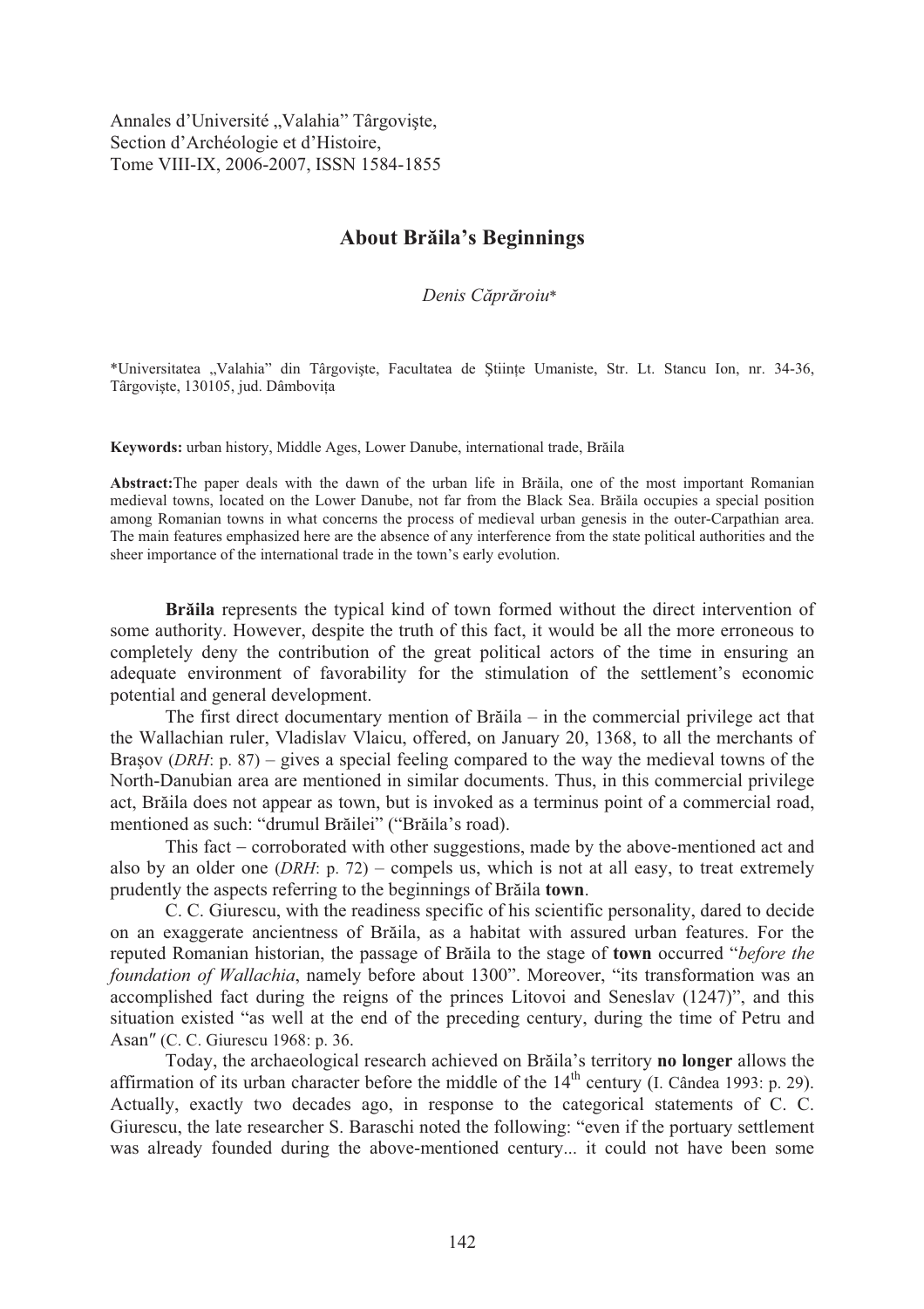Annales d'Université „Valahia" Târgovişte,
Section d'Archéologie et d'Histoire,
Tome VIII-IX, 2006-2007, ISSN 1584-1855

# About Brăila's Beginnings

*Denis Căprăroiu**

*Universitatea „Valahia" din Târgovişte, Facultatea de Ştiinţe Umaniste, Str. Lt. Stancu Ion, nr. 34-36, Târgovişte, 130105, jud. Dâmboviţa

**Keywords:** urban history, Middle Ages, Lower Danube, international trade, Brăila

**Abstract:**The paper deals with the dawn of the urban life in Brăila, one of the most important Romanian medieval towns, located on the Lower Danube, not far from the Black Sea. Brăila occupies a special position among Romanian towns in what concerns the process of medieval urban genesis in the outer-Carpathian area. The main features emphasized here are the absence of any interference from the state political authorities and the sheer importance of the international trade in the town's early evolution.

**Brăila** represents the typical kind of town formed without the direct intervention of some authority. However, despite the truth of this fact, it would be all the more erroneous to completely deny the contribution of the great political actors of the time in ensuring an adequate environment of favorability for the stimulation of the settlement's economic potential and general development.

The first direct documentary mention of Brăila – in the commercial privilege act that the Wallachian ruler, Vladislav Vlaicu, offered, on January 20, 1368, to all the merchants of Braşov (*DRH*: p. 87) – gives a special feeling compared to the way the medieval towns of the North-Danubian area are mentioned in similar documents. Thus, in this commercial privilege act, Brăila does not appear as town, but is invoked as a terminus point of a commercial road, mentioned as such: "drumul Brăilei" ("Brăila's road).

This fact – corroborated with other suggestions, made by the above-mentioned act and also by an older one (*DRH*: p. 72) – compels us, which is not at all easy, to treat extremely prudently the aspects referring to the beginnings of Brăila **town**.

C. C. Giurescu, with the readiness specific of his scientific personality, dared to decide on an exaggerate ancientness of Brăila, as a habitat with assured urban features. For the reputed Romanian historian, the passage of Brăila to the stage of **town** occurred "*before the foundation of Wallachia*, namely before about 1300". Moreover, "its transformation was an accomplished fact during the reigns of the princes Litovoi and Seneslav (1247)", and this situation existed "as well at the end of the preceding century, during the time of Petru and Asan" (C. C. Giurescu 1968: p. 36.

Today, the archaeological research achieved on Brăila's territory **no longer** allows the affirmation of its urban character before the middle of the $14^{th}$ century (I. Cândea 1993: p. 29). Actually, exactly two decades ago, in response to the categorical statements of C. C. Giurescu, the late researcher S. Baraschi noted the following: "even if the portuary settlement was already founded during the above-mentioned century... it could not have been some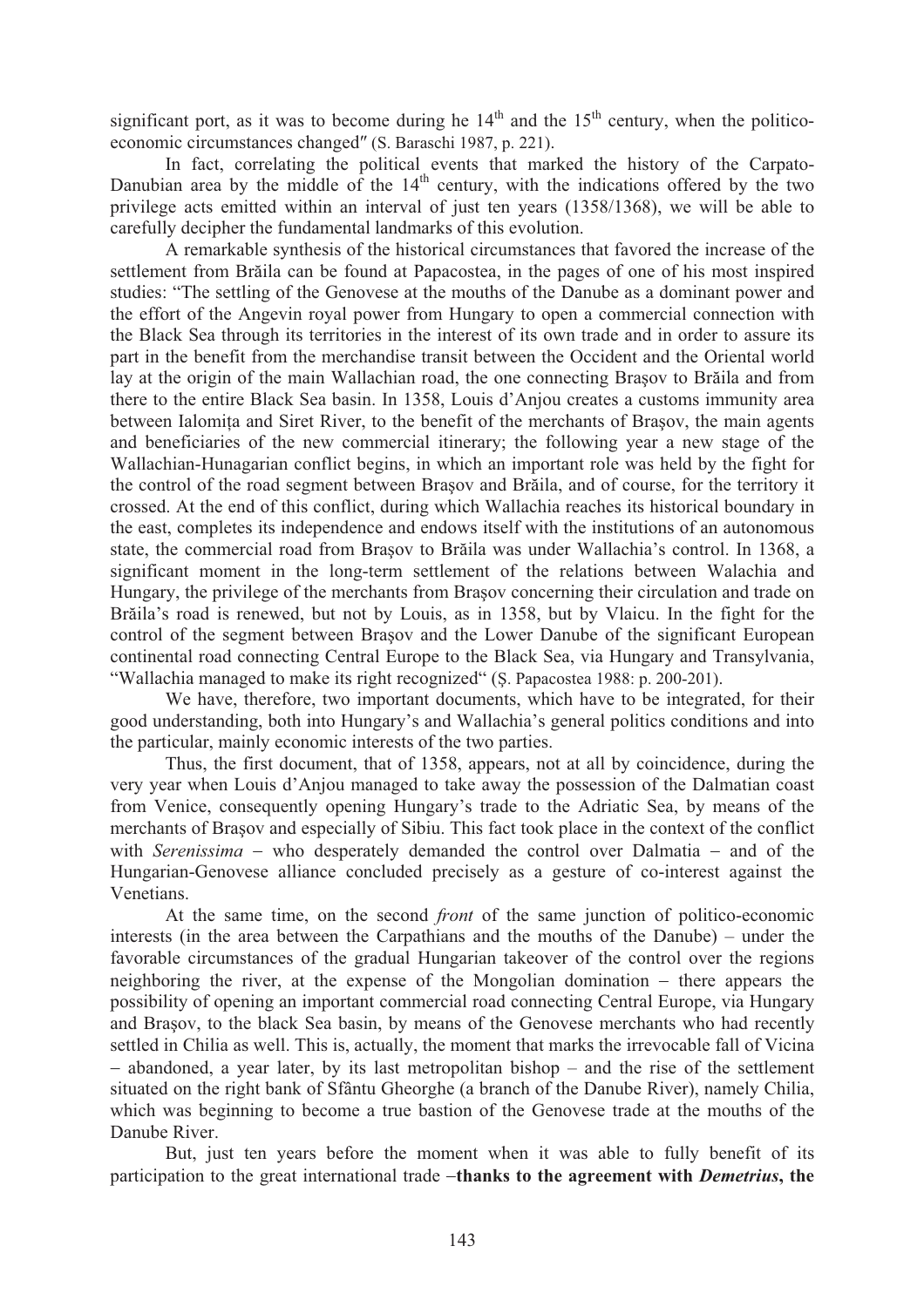significant port, as it was to become during he 14th and the 15th century, when the politico-economic circumstances changed" (S. Baraschi 1987, p. 221).

In fact, correlating the political events that marked the history of the Carpato-Danubian area by the middle of the 14th century, with the indications offered by the two privilege acts emitted within an interval of just ten years (1358/1368), we will be able to carefully decipher the fundamental landmarks of this evolution.

A remarkable synthesis of the historical circumstances that favored the increase of the settlement from Brăila can be found at Papacostea, in the pages of one of his most inspired studies: "The settling of the Genovese at the mouths of the Danube as a dominant power and the effort of the Angevin royal power from Hungary to open a commercial connection with the Black Sea through its territories in the interest of its own trade and in order to assure its part in the benefit from the merchandise transit between the Occident and the Oriental world lay at the origin of the main Wallachian road, the one connecting Braşov to Brăila and from there to the entire Black Sea basin. In 1358, Louis d'Anjou creates a customs immunity area between Ialomiţa and Siret River, to the benefit of the merchants of Braşov, the main agents and beneficiaries of the new commercial itinerary; the following year a new stage of the Wallachian-Hunagarian conflict begins, in which an important role was held by the fight for the control of the road segment between Braşov and Brăila, and of course, for the territory it crossed. At the end of this conflict, during which Wallachia reaches its historical boundary in the east, completes its independence and endows itself with the institutions of an autonomous state, the commercial road from Braşov to Brăila was under Wallachia's control. In 1368, a significant moment in the long-term settlement of the relations between Walachia and Hungary, the privilege of the merchants from Braşov concerning their circulation and trade on Brăila's road is renewed, but not by Louis, as in 1358, but by Vlaicu. In the fight for the control of the segment between Braşov and the Lower Danube of the significant European continental road connecting Central Europe to the Black Sea, via Hungary and Transylvania, "Wallachia managed to make its right recognized" (Ş. Papacostea 1988: p. 200-201).

We have, therefore, two important documents, which have to be integrated, for their good understanding, both into Hungary's and Wallachia's general politics conditions and into the particular, mainly economic interests of the two parties.

Thus, the first document, that of 1358, appears, not at all by coincidence, during the very year when Louis d'Anjou managed to take away the possession of the Dalmatian coast from Venice, consequently opening Hungary's trade to the Adriatic Sea, by means of the merchants of Braşov and especially of Sibiu. This fact took place in the context of the conflict with *Serenissima* – who desperately demanded the control over Dalmatia – and of the Hungarian-Genovese alliance concluded precisely as a gesture of co-interest against the Venetians.

At the same time, on the second *front* of the same junction of politico-economic interests (in the area between the Carpathians and the mouths of the Danube) – under the favorable circumstances of the gradual Hungarian takeover of the control over the regions neighboring the river, at the expense of the Mongolian domination – there appears the possibility of opening an important commercial road connecting Central Europe, via Hungary and Braşov, to the black Sea basin, by means of the Genovese merchants who had recently settled in Chilia as well. This is, actually, the moment that marks the irrevocable fall of Vicina – abandoned, a year later, by its last metropolitan bishop – and the rise of the settlement situated on the right bank of Sfântu Gheorghe (a branch of the Danube River), namely Chilia, which was beginning to become a true bastion of the Genovese trade at the mouths of the Danube River.

But, just ten years before the moment when it was able to fully benefit of its participation to the great international trade –**thanks to the agreement with *Demetrius*, the**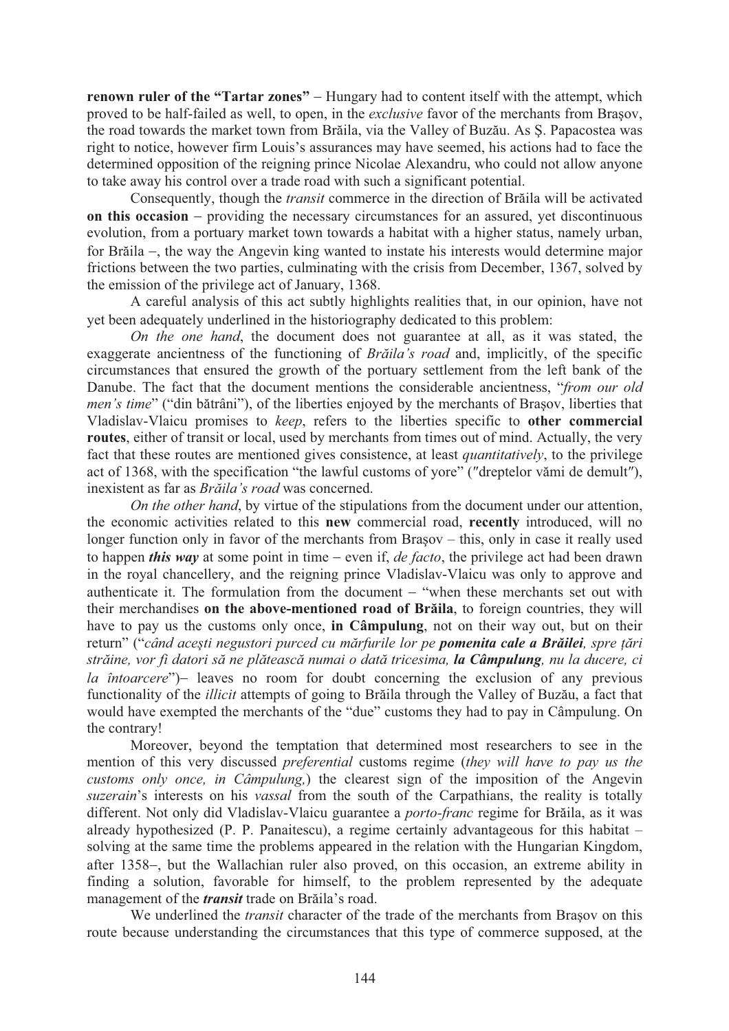**renown ruler of the "Tartar zones"** – Hungary had to content itself with the attempt, which proved to be half-failed as well, to open, in the *exclusive* favor of the merchants from Brașov, the road towards the market town from Brăila, via the Valley of Buzău. As Ș. Papacostea was right to notice, however firm Louis's assurances may have seemed, his actions had to face the determined opposition of the reigning prince Nicolae Alexandru, who could not allow anyone to take away his control over a trade road with such a significant potential.

Consequently, though the *transit* commerce in the direction of Brăila will be activated **on this occasion** – providing the necessary circumstances for an assured, yet discontinuous evolution, from a portuary market town towards a habitat with a higher status, namely urban, for Brăila –, the way the Angevin king wanted to instate his interests would determine major frictions between the two parties, culminating with the crisis from December, 1367, solved by the emission of the privilege act of January, 1368.

A careful analysis of this act subtly highlights realities that, in our opinion, have not yet been adequately underlined in the historiography dedicated to this problem:

*On the one hand*, the document does not guarantee at all, as it was stated, the exaggerate ancientness of the functioning of *Brăila's road* and, implicitly, of the specific circumstances that ensured the growth of the portuary settlement from the left bank of the Danube. The fact that the document mentions the considerable ancientness, "*from our old men's time*" ("din bătrâni"), of the liberties enjoyed by the merchants of Brașov, liberties that Vladislav-Vlaicu promises to *keep*, refers to the liberties specific to **other commercial routes**, either of transit or local, used by merchants from times out of mind. Actually, the very fact that these routes are mentioned gives consistence, at least *quantitatively*, to the privilege act of 1368, with the specification "the lawful customs of yore" ("dreptelor vămi de demult"), inexistent as far as *Brăila's road* was concerned.

*On the other hand*, by virtue of the stipulations from the document under our attention, the economic activities related to this **new** commercial road, **recently** introduced, will no longer function only in favor of the merchants from Brașov – this, only in case it really used to happen ***this way*** at some point in time – even if, *de facto*, the privilege act had been drawn in the royal chancellery, and the reigning prince Vladislav-Vlaicu was only to approve and authenticate it. The formulation from the document – "when these merchants set out with their merchandises **on the above-mentioned road of Brăila**, to foreign countries, they will have to pay us the customs only once, **in Câmpulung**, not on their way out, but on their return" ("*când aceşti negustori purced cu mărfurile lor pe* ***pomenita cale a Brăilei****, spre ţări străine, vor fi datori să ne plătească numai o dată tricesima,* ***la Câmpulung****, nu la ducere, ci la întoarcere*")– leaves no room for doubt concerning the exclusion of any previous functionality of the *illicit* attempts of going to Brăila through the Valley of Buzău, a fact that would have exempted the merchants of the "due" customs they had to pay in Câmpulung. On the contrary!

Moreover, beyond the temptation that determined most researchers to see in the mention of this very discussed *preferential* customs regime (*they will have to pay us the customs only once, in Câmpulung,*) the clearest sign of the imposition of the Angevin *suzerain*'s interests on his *vassal* from the south of the Carpathians, the reality is totally different. Not only did Vladislav-Vlaicu guarantee a *porto-franc* regime for Brăila, as it was already hypothesized (P. P. Panaitescu), a regime certainly advantageous for this habitat – solving at the same time the problems appeared in the relation with the Hungarian Kingdom, after 1358–, but the Wallachian ruler also proved, on this occasion, an extreme ability in finding a solution, favorable for himself, to the problem represented by the adequate management of the ***transit*** trade on Brăila's road.

We underlined the *transit* character of the trade of the merchants from Brașov on this route because understanding the circumstances that this type of commerce supposed, at the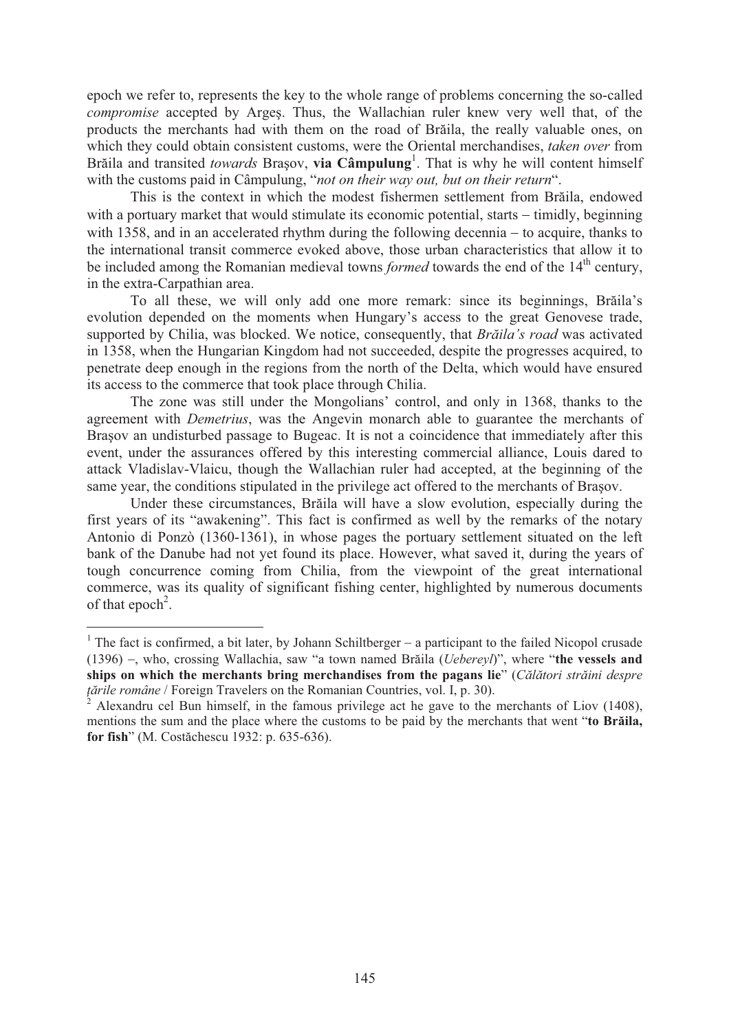epoch we refer to, represents the key to the whole range of problems concerning the so-called *compromise* accepted by Argeş. Thus, the Wallachian ruler knew very well that, of the products the merchants had with them on the road of Brăila, the really valuable ones, on which they could obtain consistent customs, were the Oriental merchandises, *taken over* from Brăila and transited *towards* Braşov, **via Câmpulung**[1]. That is why he will content himself with the customs paid in Câmpulung, "*not on their way out, but on their return*".

This is the context in which the modest fishermen settlement from Brăila, endowed with a portuary market that would stimulate its economic potential, starts – timidly, beginning with 1358, and in an accelerated rhythm during the following decennia – to acquire, thanks to the international transit commerce evoked above, those urban characteristics that allow it to be included among the Romanian medieval towns *formed* towards the end of the 14th century, in the extra-Carpathian area.

To all these, we will only add one more remark: since its beginnings, Brăila's evolution depended on the moments when Hungary's access to the great Genovese trade, supported by Chilia, was blocked. We notice, consequently, that *Brăila's road* was activated in 1358, when the Hungarian Kingdom had not succeeded, despite the progresses acquired, to penetrate deep enough in the regions from the north of the Delta, which would have ensured its access to the commerce that took place through Chilia.

The zone was still under the Mongolians' control, and only in 1368, thanks to the agreement with *Demetrius*, was the Angevin monarch able to guarantee the merchants of Braşov an undisturbed passage to Bugeac. It is not a coincidence that immediately after this event, under the assurances offered by this interesting commercial alliance, Louis dared to attack Vladislav-Vlaicu, though the Wallachian ruler had accepted, at the beginning of the same year, the conditions stipulated in the privilege act offered to the merchants of Braşov.

Under these circumstances, Brăila will have a slow evolution, especially during the first years of its "awakening". This fact is confirmed as well by the remarks of the notary Antonio di Ponzò (1360-1361), in whose pages the portuary settlement situated on the left bank of the Danube had not yet found its place. However, what saved it, during the years of tough concurrence coming from Chilia, from the viewpoint of the great international commerce, was its quality of significant fishing center, highlighted by numerous documents of that epoch[2].

---

[1] The fact is confirmed, a bit later, by Johann Schiltberger – a participant to the failed Nicopol crusade (1396) –, who, crossing Wallachia, saw "a town named Brăila (*Uebereyl*)", where "**the vessels and ships on which the merchants bring merchandises from the pagans lie**" (*Călători străini despre ţările române* / Foreign Travelers on the Romanian Countries, vol. I, p. 30).

[2] Alexandru cel Bun himself, in the famous privilege act he gave to the merchants of Liov (1408), mentions the sum and the place where the customs to be paid by the merchants that went "**to Brăila, for fish**" (M. Costăchescu 1932: p. 635-636).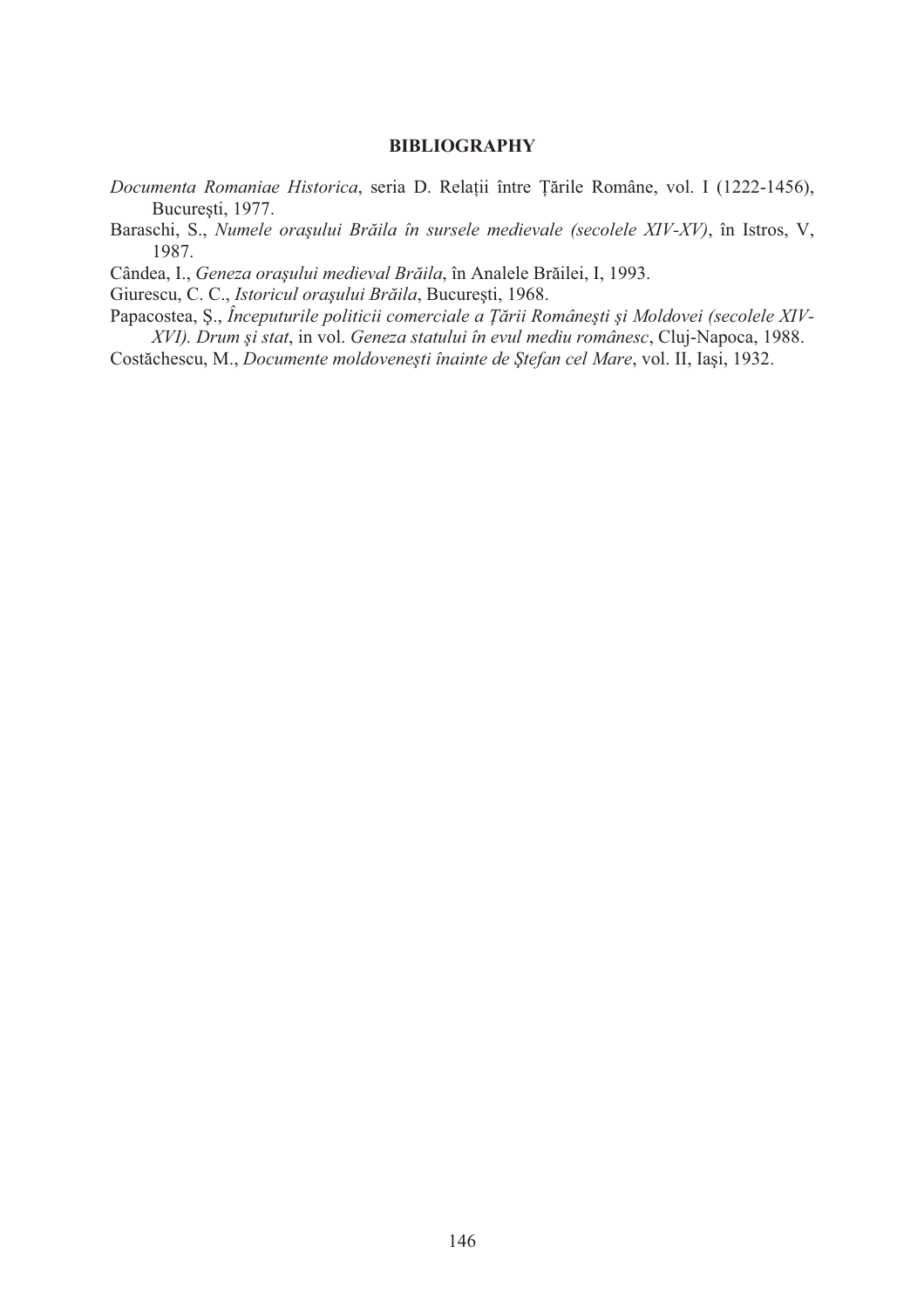## BIBLIOGRAPHY

*Documenta Romaniae Historica*, seria D. Relații între Țările Române, vol. I (1222-1456), București, 1977.

Baraschi, S., *Numele orașului Brăila în sursele medievale (secolele XIV-XV)*, în Istros, V, 1987.

Cândea, I., *Geneza orașului medieval Brăila*, în Analele Brăilei, I, 1993.

Giurescu, C. C., *Istoricul orașului Brăila*, București, 1968.

Papacostea, Ș., *Începuturile politicii comerciale a Țării Românești și Moldovei (secolele XIV-XVI). Drum și stat*, in vol. *Geneza statului în evul mediu românesc*, Cluj-Napoca, 1988.

Costăchescu, M., *Documente moldovenești înainte de Ştefan cel Mare*, vol. II, Iași, 1932.